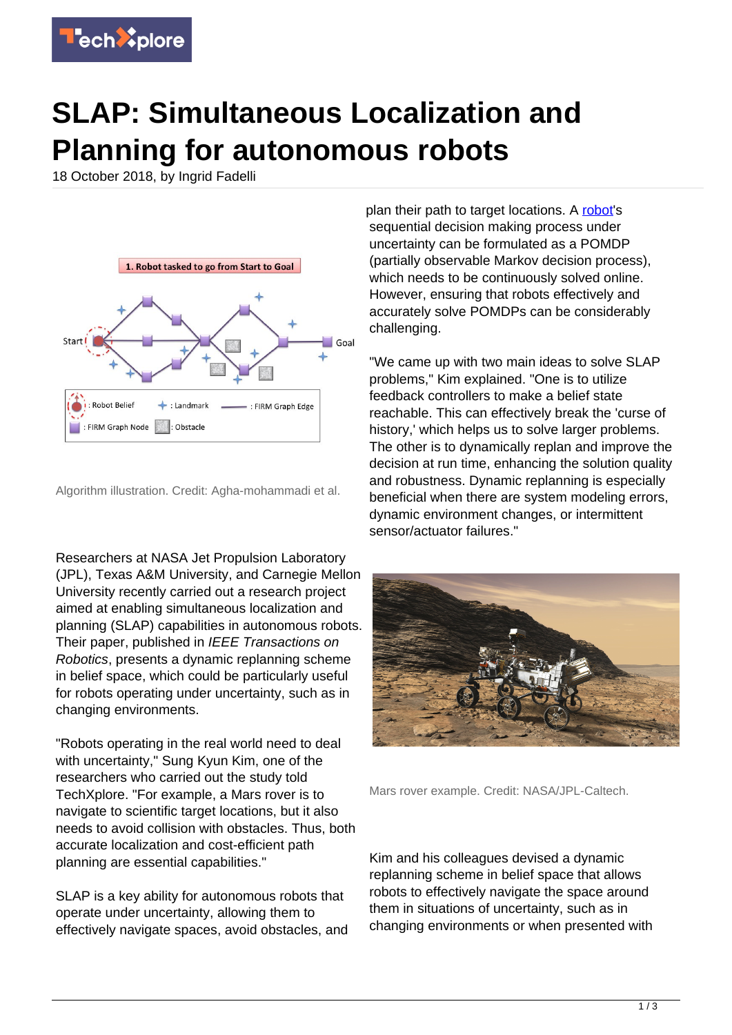# SLAP: Simultaneous Localization and Planning for autonomous robots

18 October 2018, by Ingrid Fadelli

Algorithm illustration. Credit: Agha-mohammadi et al.

Researchers at NASA Jet Propulsion Laboratory (JPL), Texas A&M University, and Carnegie Mellon University recently carried out a research project aimed at enabling simultaneous localization and planning (SLAP) capabilities in autonomous robots. Their paper, published in *IEEE Transactions on Robotics*, presents a dynamic replanning scheme in belief space, which could be particularly useful for robots operating under uncertainty, such as in changing environments.

"Robots operating in the real world need to deal with uncertainty," Sung Kyun Kim, one of the researchers who carried out the study told TechXplore. "For example, a Mars rover is to navigate to scientific target locations, but it also needs to avoid collision with obstacles. Thus, both accurate localization and cost-efficient path planning are essential capabilities."

SLAP is a key ability for autonomous robots that operate under uncertainty, allowing them to effectively navigate spaces, avoid obstacles, and plan their path to target locations. A robot's sequential decision making process under uncertainty can be formulated as a POMDP (partially observable Markov decision process), which needs to be continuously solved online. However, ensuring that robots effectively and accurately solve POMDPs can be considerably challenging.

"We came up with two main ideas to solve SLAP problems," Kim explained. "One is to utilize feedback controllers to make a belief state reachable. This can effectively break the 'curse of history,' which helps us to solve larger problems. The other is to dynamically replan and improve the decision at run time, enhancing the solution quality and robustness. Dynamic replanning is especially beneficial when there are system modeling errors, dynamic environment changes, or intermittent sensor/actuator failures."

Mars rover example. Credit: NASA/JPL-Caltech.

Kim and his colleagues devised a dynamic replanning scheme in belief space that allows robots to effectively navigate the space around them in situations of uncertainty, such as in changing environments or when presented with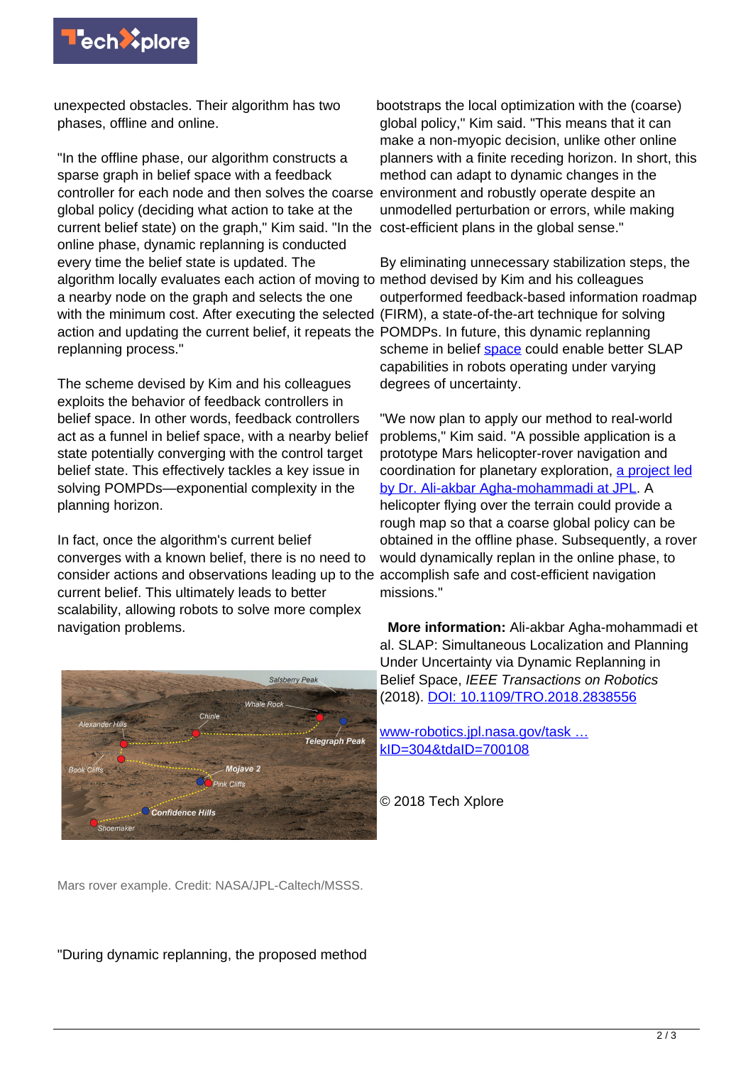unexpected obstacles. Their algorithm has two phases, offline and online.

"In the offline phase, our algorithm constructs a sparse graph in belief space with a feedback controller for each node and then solves the coarse global policy (deciding what action to take at the current belief state) on the graph," Kim said. "In the online phase, dynamic replanning is conducted every time the belief state is updated. The algorithm locally evaluates each action of moving to a nearby node on the graph and selects the one with the minimum cost. After executing the selected action and updating the current belief, it repeats the replanning process."

The scheme devised by Kim and his colleagues exploits the behavior of feedback controllers in belief space. In other words, feedback controllers act as a funnel in belief space, with a nearby belief state potentially converging with the control target belief state. This effectively tackles a key issue in solving POMPDs—exponential complexity in the planning horizon.

In fact, once the algorithm's current belief converges with a known belief, there is no need to consider actions and observations leading up to the current belief. This ultimately leads to better scalability, allowing robots to solve more complex navigation problems.

Mars rover example. Credit: NASA/JPL-Caltech/MSSS.

"During dynamic replanning, the proposed method bootstraps the local optimization with the (coarse) global policy," Kim said. "This means that it can make a non-myopic decision, unlike other online planners with a finite receding horizon. In short, this method can adapt to dynamic changes in the environment and robustly operate despite an unmodelled perturbation or errors, while making cost-efficient plans in the global sense."

By eliminating unnecessary stabilization steps, the method devised by Kim and his colleagues outperformed feedback-based information roadmap (FIRM), a state-of-the-art technique for solving POMDPs. In future, this dynamic replanning scheme in belief space could enable better SLAP capabilities in robots operating under varying degrees of uncertainty.

"We now plan to apply our method to real-world problems," Kim said. "A possible application is a prototype Mars helicopter-rover navigation and coordination for planetary exploration, a project led by Dr. Ali-akbar Agha-mohammadi at JPL. A helicopter flying over the terrain could provide a rough map so that a coarse global policy can be obtained in the offline phase. Subsequently, a rover would dynamically replan in the online phase, to accomplish safe and cost-efficient navigation missions."

**More information:** Ali-akbar Agha-mohammadi et al. SLAP: Simultaneous Localization and Planning Under Uncertainty via Dynamic Replanning in Belief Space, *IEEE Transactions on Robotics* (2018). DOI: 10.1109/TRO.2018.2838556

www-robotics.jpl.nasa.gov/task … kID=304&tdaID=700108

© 2018 Tech Xplore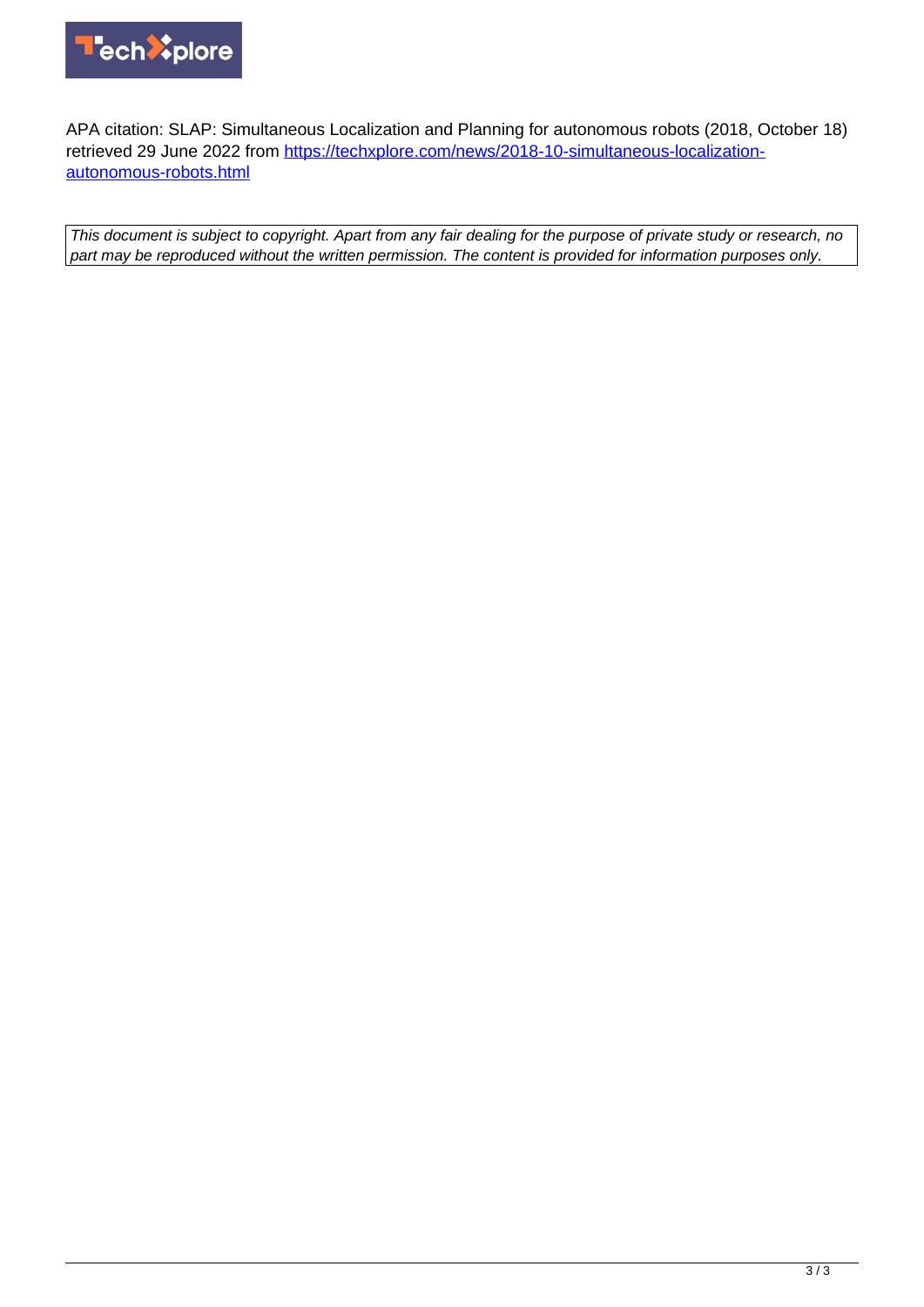APA citation: SLAP: Simultaneous Localization and Planning for autonomous robots (2018, October 18) retrieved 29 June 2022 from https://techxplore.com/news/2018-10-simultaneous-localization-autonomous-robots.html

*This document is subject to copyright. Apart from any fair dealing for the purpose of private study or research, no part may be reproduced without the written permission. The content is provided for information purposes only.*